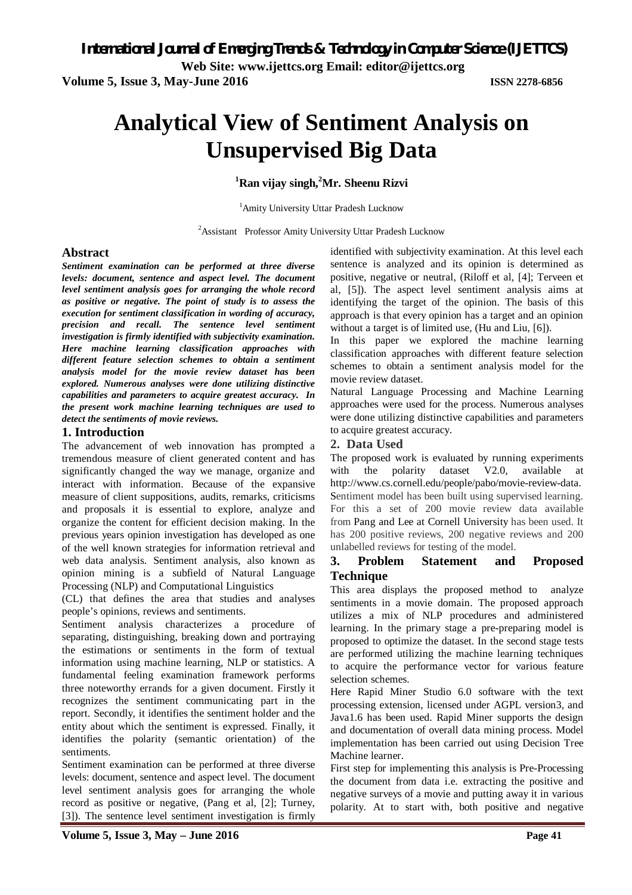# Analytical View of Sentiment Analysis on Unsupervised Big Data

**[1]Ran vijay singh,[2]Mr. Sheenu Rizvi**

[1]Amity University Uttar Pradesh Lucknow

[2]Assistant Professor Amity University Uttar Pradesh Lucknow

## Abstract

***Sentiment examination can be performed at three diverse levels: document, sentence and aspect level. The document level sentiment analysis goes for arranging the whole record as positive or negative. The point of study is to assess the execution for sentiment classification in wording of accuracy, precision and recall. The sentence level sentiment investigation is firmly identified with subjectivity examination. Here machine learning classification approaches with different feature selection schemes to obtain a sentiment analysis model for the movie review dataset has been explored. Numerous analyses were done utilizing distinctive capabilities and parameters to acquire greatest accuracy. In the present work machine learning techniques are used to detect the sentiments of movie reviews.***

## 1. Introduction

The advancement of web innovation has prompted a tremendous measure of client generated content and has significantly changed the way we manage, organize and interact with information. Because of the expansive measure of client suppositions, audits, remarks, criticisms and proposals it is essential to explore, analyze and organize the content for efficient decision making. In the previous years opinion investigation has developed as one of the well known strategies for information retrieval and web data analysis. Sentiment analysis, also known as opinion mining is a subfield of Natural Language Processing (NLP) and Computational Linguistics (CL) that defines the area that studies and analyses people's opinions, reviews and sentiments.

Sentiment analysis characterizes a procedure of separating, distinguishing, breaking down and portraying the estimations or sentiments in the form of textual information using machine learning, NLP or statistics. A fundamental feeling examination framework performs three noteworthy errands for a given document. Firstly it recognizes the sentiment communicating part in the report. Secondly, it identifies the sentiment holder and the entity about which the sentiment is expressed. Finally, it identifies the polarity (semantic orientation) of the sentiments.

Sentiment examination can be performed at three diverse levels: document, sentence and aspect level. The document level sentiment analysis goes for arranging the whole record as positive or negative, (Pang et al, [2]; Turney, [3]). The sentence level sentiment investigation is firmly identified with subjectivity examination. At this level each sentence is analyzed and its opinion is determined as positive, negative or neutral, (Riloff et al, [4]; Terveen et al, [5]). The aspect level sentiment analysis aims at identifying the target of the opinion. The basis of this approach is that every opinion has a target and an opinion without a target is of limited use, (Hu and Liu, [6]).

In this paper we explored the machine learning classification approaches with different feature selection schemes to obtain a sentiment analysis model for the movie review dataset.

Natural Language Processing and Machine Learning approaches were used for the process. Numerous analyses were done utilizing distinctive capabilities and parameters to acquire greatest accuracy.

## 2. Data Used

The proposed work is evaluated by running experiments with the polarity dataset V2.0, available at http://www.cs.cornell.edu/people/pabo/movie-review-data. Sentiment model has been built using supervised learning. For this a set of 200 movie review data available from Pang and Lee at Cornell University has been used. It has 200 positive reviews, 200 negative reviews and 200 unlabelled reviews for testing of the model.

## 3. Problem Statement and Proposed Technique

This area displays the proposed method to analyze sentiments in a movie domain. The proposed approach utilizes a mix of NLP procedures and administered learning. In the primary stage a pre-preparing model is proposed to optimize the dataset. In the second stage tests are performed utilizing the machine learning techniques to acquire the performance vector for various feature selection schemes.

Here Rapid Miner Studio 6.0 software with the text processing extension, licensed under AGPL version3, and Java1.6 has been used. Rapid Miner supports the design and documentation of overall data mining process. Model implementation has been carried out using Decision Tree Machine learner.

First step for implementing this analysis is Pre-Processing the document from data i.e. extracting the positive and negative surveys of a movie and putting away it in various polarity. At to start with, both positive and negative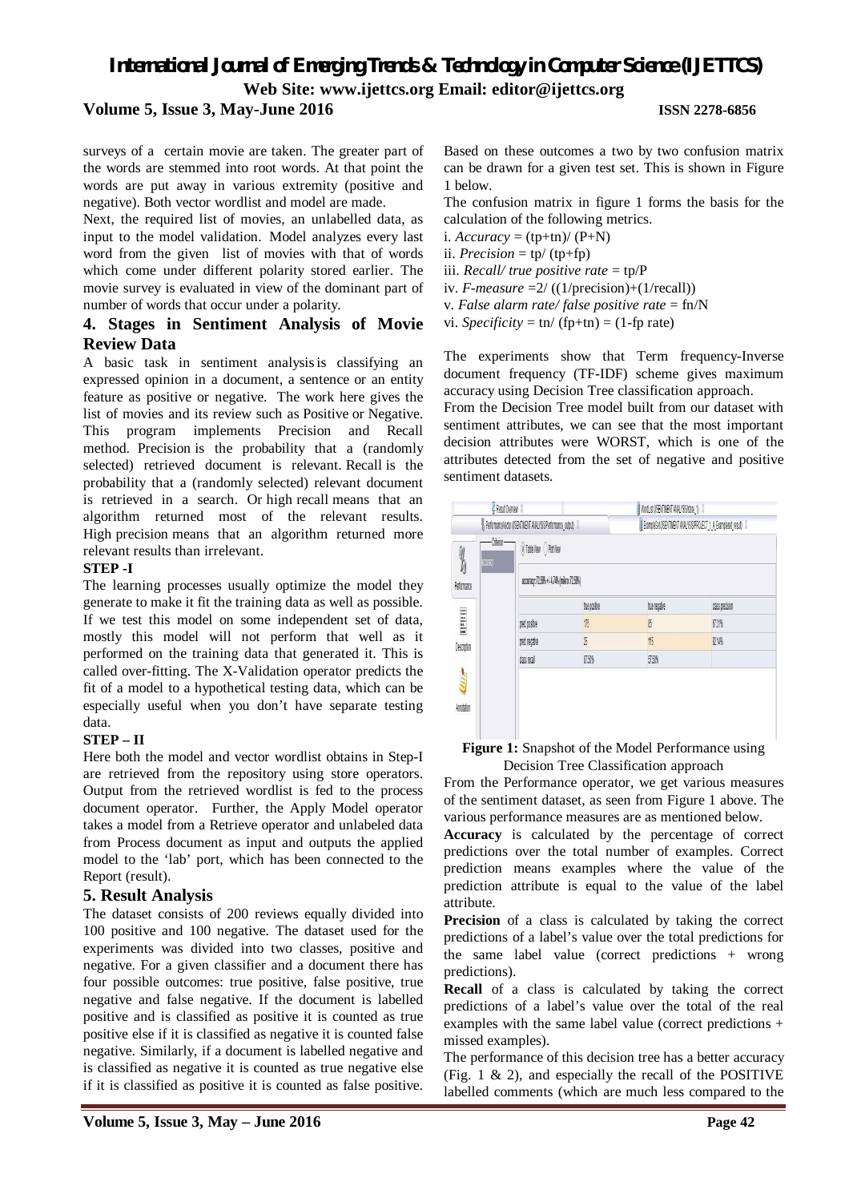surveys of a certain movie are taken. The greater part of the words are stemmed into root words. At that point the words are put away in various extremity (positive and negative). Both vector wordlist and model are made.

Next, the required list of movies, an unlabelled data, as input to the model validation. Model analyzes every last word from the given list of movies with that of words which come under different polarity stored earlier. The movie survey is evaluated in view of the dominant part of number of words that occur under a polarity.

## 4. Stages in Sentiment Analysis of Movie Review Data

A basic task in sentiment analysis is classifying an expressed opinion in a document, a sentence or an entity feature as positive or negative. The work here gives the list of movies and its review such as Positive or Negative. This program implements Precision and Recall method. Precision is the probability that a (randomly selected) retrieved document is relevant. Recall is the probability that a (randomly selected) relevant document is retrieved in a search. Or high recall means that an algorithm returned most of the relevant results. High precision means that an algorithm returned more relevant results than irrelevant.

**STEP -I**

The learning processes usually optimize the model they generate to make it fit the training data as well as possible. If we test this model on some independent set of data, mostly this model will not perform that well as it performed on the training data that generated it. This is called over-fitting. The X-Validation operator predicts the fit of a model to a hypothetical testing data, which can be especially useful when you don't have separate testing data.

**STEP – II**

Here both the model and vector wordlist obtains in Step-I are retrieved from the repository using store operators. Output from the retrieved wordlist is fed to the process document operator. Further, the Apply Model operator takes a model from a Retrieve operator and unlabeled data from Process document as input and outputs the applied model to the 'lab' port, which has been connected to the Report (result).

## 5. Result Analysis

The dataset consists of 200 reviews equally divided into 100 positive and 100 negative. The dataset used for the experiments was divided into two classes, positive and negative. For a given classifier and a document there has four possible outcomes: true positive, false positive, true negative and false negative. If the document is labelled positive and is classified as positive it is counted as true positive else if it is classified as negative it is counted false negative. Similarly, if a document is labelled negative and is classified as negative it is counted as true negative else if it is classified as positive it is counted as false positive. Based on these outcomes a two by two confusion matrix can be drawn for a given test set. This is shown in Figure 1 below.

The confusion matrix in figure 1 forms the basis for the calculation of the following metrics.

i. *Accuracy* = (tp+tn)/ (P+N)

ii. *Precision* = tp/ (tp+fp)

iii. *Recall/ true positive rate* = tp/P

iv. *F-measure* =2/ ((1/precision)+(1/recall))

v. *False alarm rate/ false positive rate* = fn/N

vi. *Specificity* = tn/ (fp+tn) = (1-fp rate)

The experiments show that Term frequency-Inverse document frequency (TF-IDF) scheme gives maximum accuracy using Decision Tree classification approach.

From the Decision Tree model built from our dataset with sentiment attributes, we can see that the most important decision attributes were WORST, which is one of the attributes detected from the set of negative and positive sentiment datasets.

accuracy: 73.50% +/- 4.74% (mikro: 73.50%)

| | true positive | true negative | class precision |
|---|---|---|---|
| pred. positive | 175 | 85 | 67.31% |
| pred. negative | 25 | 115 | 82.14% |
| class recall | 87.50% | 57.50% | |

**Figure 1:** Snapshot of the Model Performance using Decision Tree Classification approach

From the Performance operator, we get various measures of the sentiment dataset, as seen from Figure 1 above. The various performance measures are as mentioned below.

**Accuracy** is calculated by the percentage of correct predictions over the total number of examples. Correct prediction means examples where the value of the prediction attribute is equal to the value of the label attribute.

**Precision** of a class is calculated by taking the correct predictions of a label's value over the total predictions for the same label value (correct predictions + wrong predictions).

**Recall** of a class is calculated by taking the correct predictions of a label's value over the total of the real examples with the same label value (correct predictions + missed examples).

The performance of this decision tree has a better accuracy (Fig. 1 & 2), and especially the recall of the POSITIVE labelled comments (which are much less compared to the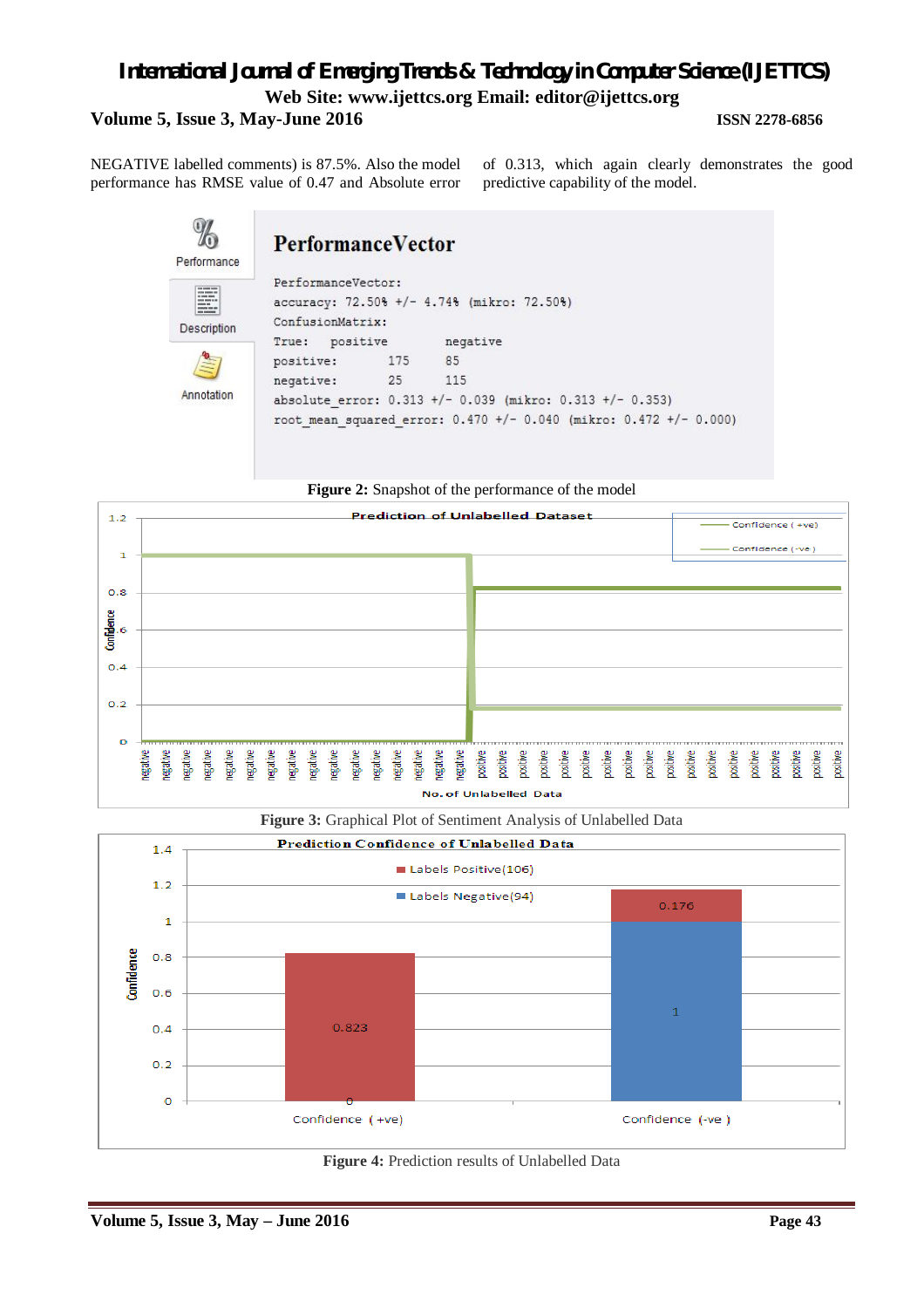NEGATIVE labelled comments) is 87.5%. Also the model performance has RMSE value of 0.47 and Absolute error of 0.313, which again clearly demonstrates the good predictive capability of the model.

```
PerformanceVector:
accuracy: 72.50% +/- 4.74% (mikro: 72.50%)
ConfusionMatrix:
True:   positive        negative
positive:       175     85
negative:       25      115
absolute_error: 0.313 +/- 0.039 (mikro: 0.313 +/- 0.353)
root_mean_squared_error: 0.470 +/- 0.040 (mikro: 0.472 +/- 0.000)
```

**Figure 2:** Snapshot of the performance of the model

**Figure 3:** Graphical Plot of Sentiment Analysis of Unlabelled Data

**Figure 4:** Prediction results of Unlabelled Data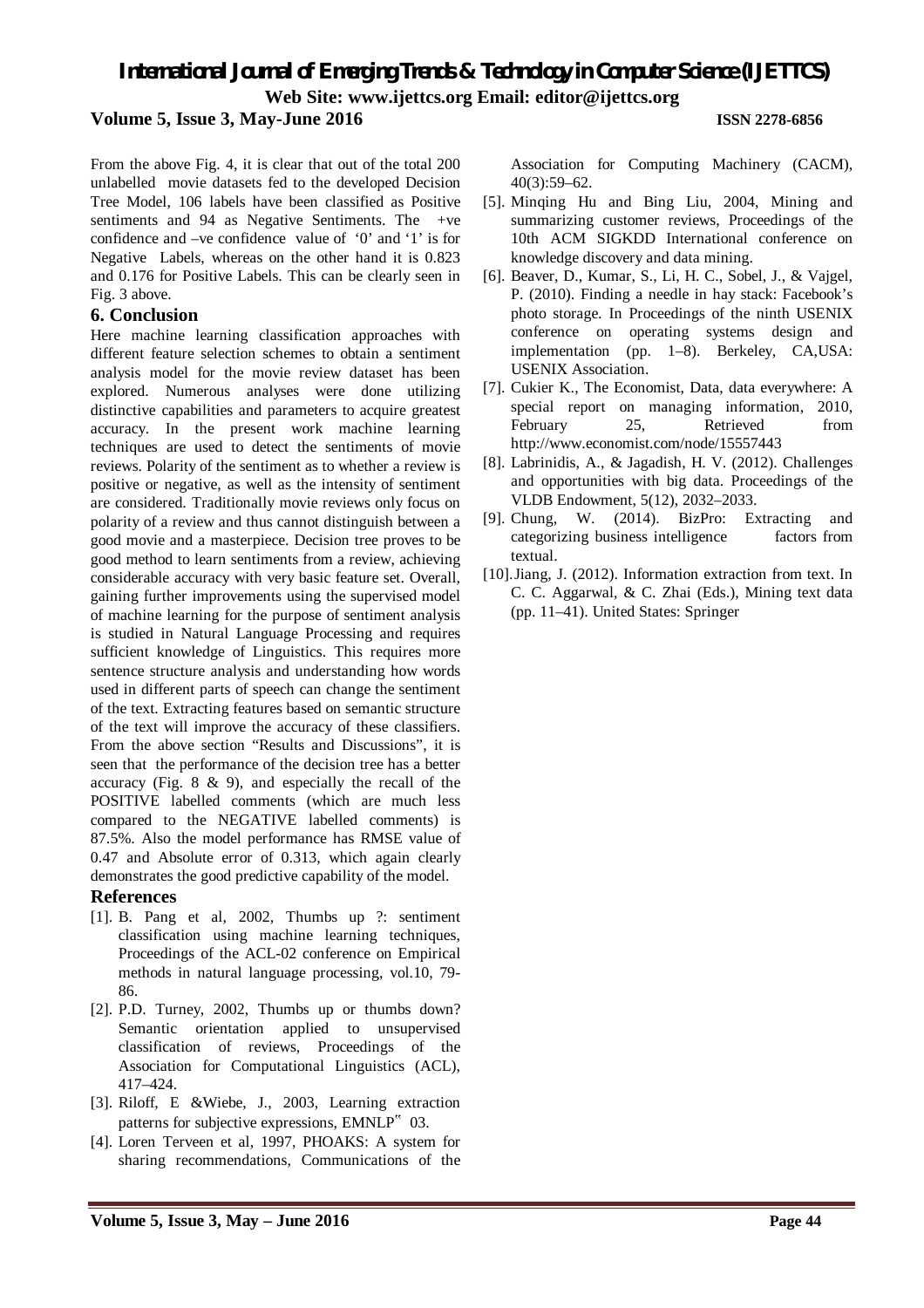From the above Fig. 4, it is clear that out of the total 200 unlabelled movie datasets fed to the developed Decision Tree Model, 106 labels have been classified as Positive sentiments and 94 as Negative Sentiments. The +ve confidence and –ve confidence value of '0' and '1' is for Negative Labels, whereas on the other hand it is 0.823 and 0.176 for Positive Labels. This can be clearly seen in Fig. 3 above.

## 6. Conclusion

Here machine learning classification approaches with different feature selection schemes to obtain a sentiment analysis model for the movie review dataset has been explored. Numerous analyses were done utilizing distinctive capabilities and parameters to acquire greatest accuracy. In the present work machine learning techniques are used to detect the sentiments of movie reviews. Polarity of the sentiment as to whether a review is positive or negative, as well as the intensity of sentiment are considered. Traditionally movie reviews only focus on polarity of a review and thus cannot distinguish between a good movie and a masterpiece. Decision tree proves to be good method to learn sentiments from a review, achieving considerable accuracy with very basic feature set. Overall, gaining further improvements using the supervised model of machine learning for the purpose of sentiment analysis is studied in Natural Language Processing and requires sufficient knowledge of Linguistics. This requires more sentence structure analysis and understanding how words used in different parts of speech can change the sentiment of the text. Extracting features based on semantic structure of the text will improve the accuracy of these classifiers. From the above section "Results and Discussions", it is seen that the performance of the decision tree has a better accuracy (Fig. 8 & 9), and especially the recall of the POSITIVE labelled comments (which are much less compared to the NEGATIVE labelled comments) is 87.5%. Also the model performance has RMSE value of 0.47 and Absolute error of 0.313, which again clearly demonstrates the good predictive capability of the model.

## References

[1]. B. Pang et al, 2002, Thumbs up ?: sentiment classification using machine learning techniques, Proceedings of the ACL-02 conference on Empirical methods in natural language processing, vol.10, 79-86.

[2]. P.D. Turney, 2002, Thumbs up or thumbs down? Semantic orientation applied to unsupervised classification of reviews, Proceedings of the Association for Computational Linguistics (ACL), 417–424.

[3]. Riloff, E &Wiebe, J., 2003, Learning extraction patterns for subjective expressions, EMNLP" 03.

[4]. Loren Terveen et al, 1997, PHOAKS: A system for sharing recommendations, Communications of the Association for Computing Machinery (CACM), 40(3):59–62.

[5]. Minqing Hu and Bing Liu, 2004, Mining and summarizing customer reviews, Proceedings of the 10th ACM SIGKDD International conference on knowledge discovery and data mining.

[6]. Beaver, D., Kumar, S., Li, H. C., Sobel, J., & Vajgel, P. (2010). Finding a needle in hay stack: Facebook's photo storage. In Proceedings of the ninth USENIX conference on operating systems design and implementation (pp. 1–8). Berkeley, CA,USA: USENIX Association.

[7]. Cukier K., The Economist, Data, data everywhere: A special report on managing information, 2010, February 25, Retrieved from http://www.economist.com/node/15557443

[8]. Labrinidis, A., & Jagadish, H. V. (2012). Challenges and opportunities with big data. Proceedings of the VLDB Endowment, 5(12), 2032–2033.

[9]. Chung, W. (2014). BizPro: Extracting and categorizing business intelligence factors from textual.

[10]. Jiang, J. (2012). Information extraction from text. In C. C. Aggarwal, & C. Zhai (Eds.), Mining text data (pp. 11–41). United States: Springer